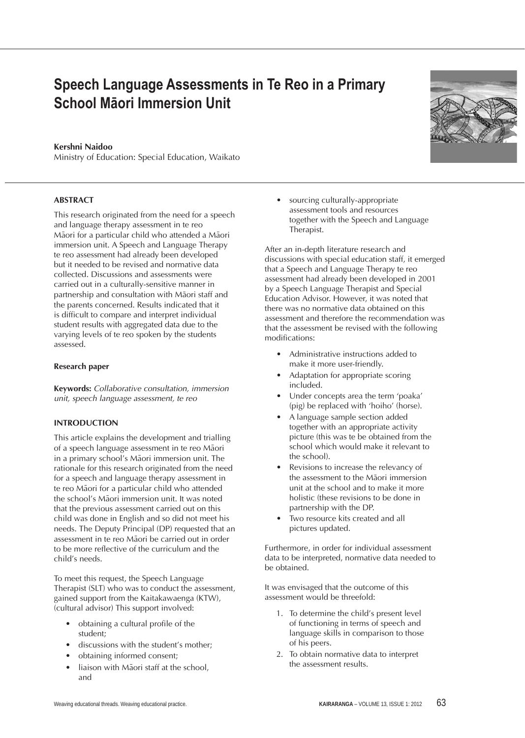# Speech Language Assessments in Te Reo in a Primary School Māori Immersion Unit

**Kershni Naidoo**
Ministry of Education: Special Education, Waikato

## ABSTRACT

This research originated from the need for a speech and language therapy assessment in te reo Māori for a particular child who attended a Māori immersion unit. A Speech and Language Therapy te reo assessment had already been developed but it needed to be revised and normative data collected. Discussions and assessments were carried out in a culturally-sensitive manner in partnership and consultation with Māori staff and the parents concerned. Results indicated that it is difficult to compare and interpret individual student results with aggregated data due to the varying levels of te reo spoken by the students assessed.

**Research paper**

**Keywords:** *Collaborative consultation, immersion unit, speech language assessment, te reo*

## INTRODUCTION

This article explains the development and trialling of a speech language assessment in te reo Māori in a primary school's Māori immersion unit. The rationale for this research originated from the need for a speech and language therapy assessment in te reo Māori for a particular child who attended the school's Māori immersion unit. It was noted that the previous assessment carried out on this child was done in English and so did not meet his needs. The Deputy Principal (DP) requested that an assessment in te reo Māori be carried out in order to be more reflective of the curriculum and the child's needs.

To meet this request, the Speech Language Therapist (SLT) who was to conduct the assessment, gained support from the Kaitakawaenga (KTW), (cultural advisor) This support involved:

- obtaining a cultural profile of the student;
- discussions with the student's mother;
- obtaining informed consent;
- liaison with Māori staff at the school, and
- sourcing culturally-appropriate assessment tools and resources together with the Speech and Language Therapist.

After an in-depth literature research and discussions with special education staff, it emerged that a Speech and Language Therapy te reo assessment had already been developed in 2001 by a Speech Language Therapist and Special Education Advisor. However, it was noted that there was no normative data obtained on this assessment and therefore the recommendation was that the assessment be revised with the following modifications:

- Administrative instructions added to make it more user-friendly.
- Adaptation for appropriate scoring included.
- Under concepts area the term 'poaka' (pig) be replaced with 'hoiho' (horse).
- A language sample section added together with an appropriate activity picture (this was te be obtained from the school which would make it relevant to the school).
- Revisions to increase the relevancy of the assessment to the Māori immersion unit at the school and to make it more holistic (these revisions to be done in partnership with the DP.
- Two resource kits created and all pictures updated.

Furthermore, in order for individual assessment data to be interpreted, normative data needed to be obtained.

It was envisaged that the outcome of this assessment would be threefold:

1. To determine the child's present level of functioning in terms of speech and language skills in comparison to those of his peers.
2. To obtain normative data to interpret the assessment results.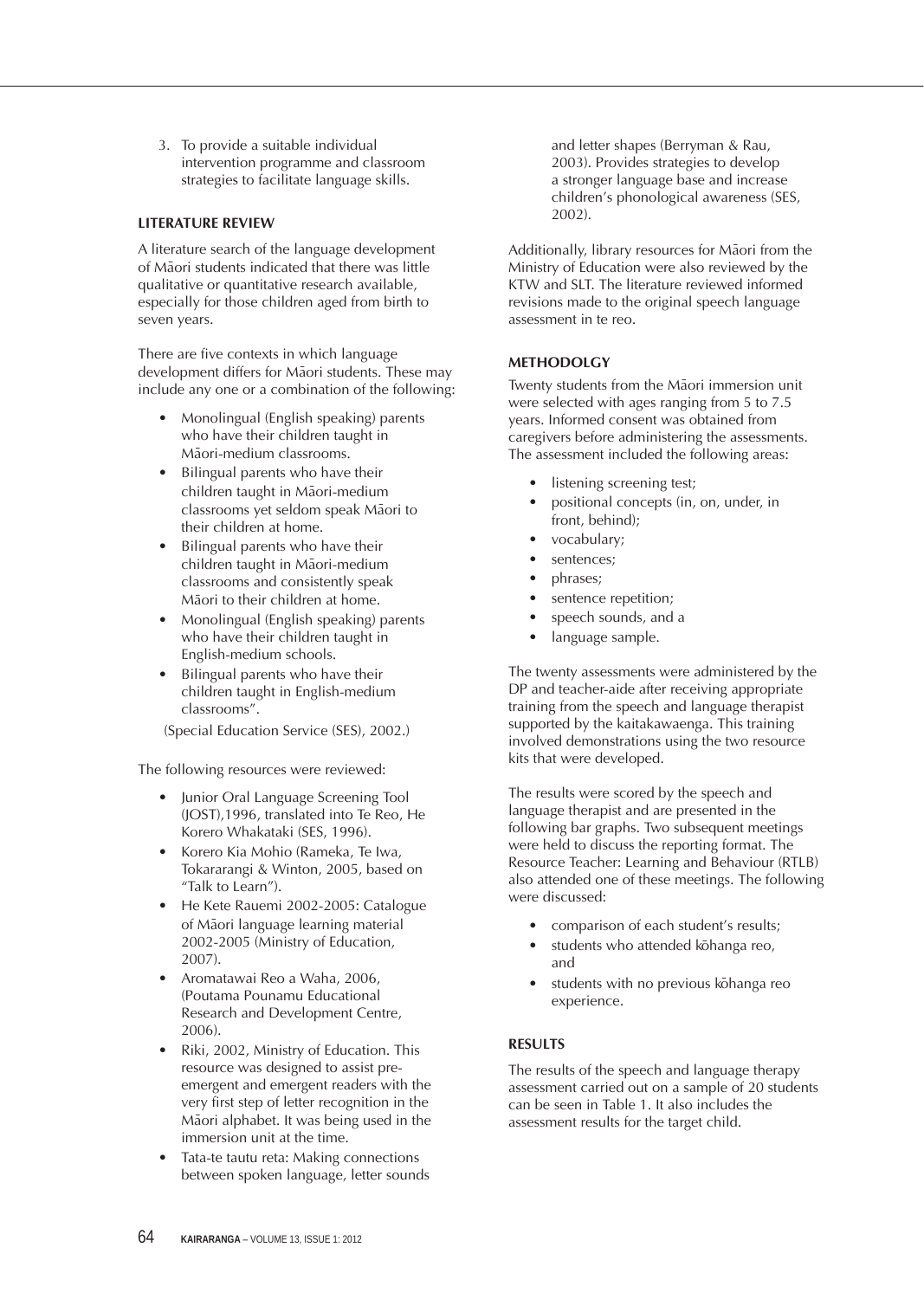3. To provide a suitable individual intervention programme and classroom strategies to facilitate language skills.

### LITERATURE REVIEW

A literature search of the language development of Māori students indicated that there was little qualitative or quantitative research available, especially for those children aged from birth to seven years.

There are five contexts in which language development differs for Māori students. These may include any one or a combination of the following:

- Monolingual (English speaking) parents who have their children taught in Māori-medium classrooms.
- Bilingual parents who have their children taught in Māori-medium classrooms yet seldom speak Māori to their children at home.
- Bilingual parents who have their children taught in Māori-medium classrooms and consistently speak Māori to their children at home.
- Monolingual (English speaking) parents who have their children taught in English-medium schools.
- Bilingual parents who have their children taught in English-medium classrooms".

(Special Education Service (SES), 2002.)

The following resources were reviewed:

- Junior Oral Language Screening Tool (JOST),1996, translated into Te Reo, He Korero Whakataki (SES, 1996).
- Korero Kia Mohio (Rameka, Te Iwa, Tokararangi & Winton, 2005, based on "Talk to Learn").
- He Kete Rauemi 2002-2005: Catalogue of Māori language learning material 2002-2005 (Ministry of Education, 2007).
- Aromatawai Reo a Waha, 2006, (Poutama Pounamu Educational Research and Development Centre, 2006).
- Riki, 2002, Ministry of Education. This resource was designed to assist pre-emergent and emergent readers with the very first step of letter recognition in the Māori alphabet. It was being used in the immersion unit at the time.
- Tata-te tautu reta: Making connections between spoken language, letter sounds and letter shapes (Berryman & Rau, 2003). Provides strategies to develop a stronger language base and increase children's phonological awareness (SES, 2002).

Additionally, library resources for Māori from the Ministry of Education were also reviewed by the KTW and SLT. The literature reviewed informed revisions made to the original speech language assessment in te reo.

### METHODOLGY

Twenty students from the Māori immersion unit were selected with ages ranging from 5 to 7.5 years. Informed consent was obtained from caregivers before administering the assessments. The assessment included the following areas:

- listening screening test;
- positional concepts (in, on, under, in front, behind);
- vocabulary;
- sentences;
- phrases;
- sentence repetition;
- speech sounds, and a
- language sample.

The twenty assessments were administered by the DP and teacher-aide after receiving appropriate training from the speech and language therapist supported by the kaitakawaenga. This training involved demonstrations using the two resource kits that were developed.

The results were scored by the speech and language therapist and are presented in the following bar graphs. Two subsequent meetings were held to discuss the reporting format. The Resource Teacher: Learning and Behaviour (RTLB) also attended one of these meetings. The following were discussed:

- comparison of each student's results;
- students who attended kōhanga reo, and
- students with no previous kōhanga reo experience.

### RESULTS

The results of the speech and language therapy assessment carried out on a sample of 20 students can be seen in Table 1. It also includes the assessment results for the target child.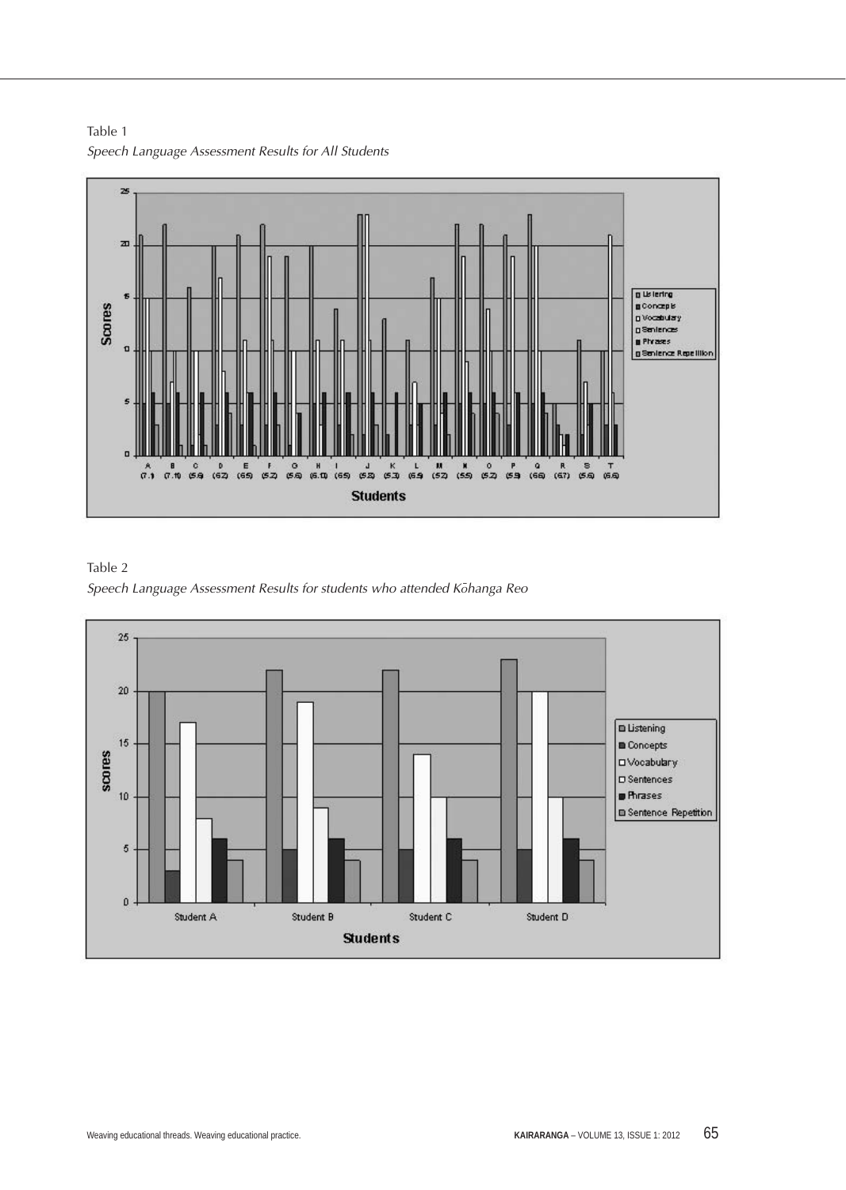Table 1

*Speech Language Assessment Results for All Students*

Table 2

*Speech Language Assessment Results for students who attended Kōhanga Reo*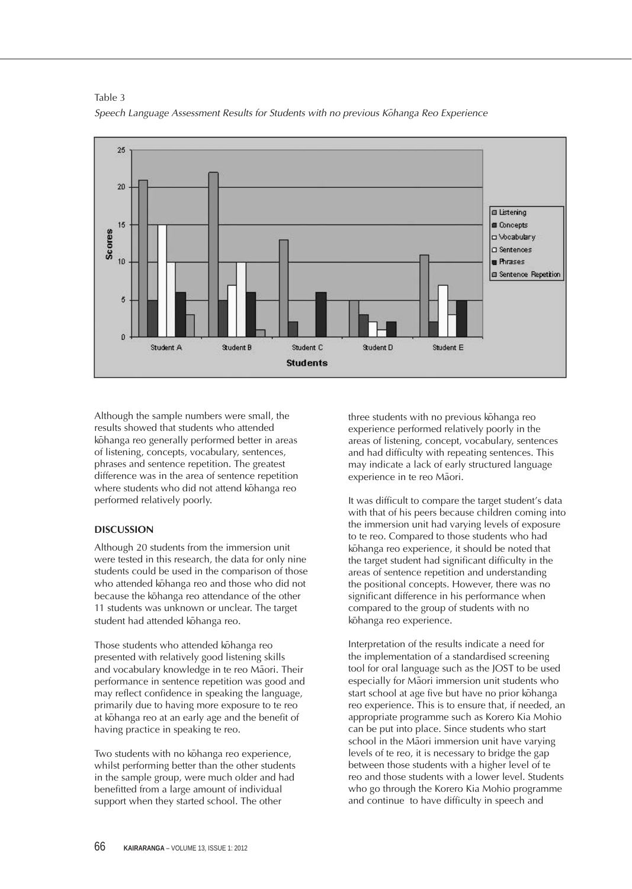Table 3

*Speech Language Assessment Results for Students with no previous Kōhanga Reo Experience*

Although the sample numbers were small, the results showed that students who attended kōhanga reo generally performed better in areas of listening, concepts, vocabulary, sentences, phrases and sentence repetition. The greatest difference was in the area of sentence repetition where students who did not attend kōhanga reo performed relatively poorly.

## DISCUSSION

Although 20 students from the immersion unit were tested in this research, the data for only nine students could be used in the comparison of those who attended kōhanga reo and those who did not because the kōhanga reo attendance of the other 11 students was unknown or unclear. The target student had attended kōhanga reo.

Those students who attended kōhanga reo presented with relatively good listening skills and vocabulary knowledge in te reo Māori. Their performance in sentence repetition was good and may reflect confidence in speaking the language, primarily due to having more exposure to te reo at kōhanga reo at an early age and the benefit of having practice in speaking te reo.

Two students with no kōhanga reo experience, whilst performing better than the other students in the sample group, were much older and had benefitted from a large amount of individual support when they started school. The other three students with no previous kōhanga reo experience performed relatively poorly in the areas of listening, concept, vocabulary, sentences and had difficulty with repeating sentences. This may indicate a lack of early structured language experience in te reo Māori.

It was difficult to compare the target student's data with that of his peers because children coming into the immersion unit had varying levels of exposure to te reo. Compared to those students who had kōhanga reo experience, it should be noted that the target student had significant difficulty in the areas of sentence repetition and understanding the positional concepts. However, there was no significant difference in his performance when compared to the group of students with no kōhanga reo experience.

Interpretation of the results indicate a need for the implementation of a standardised screening tool for oral language such as the JOST to be used especially for Māori immersion unit students who start school at age five but have no prior kōhanga reo experience. This is to ensure that, if needed, an appropriate programme such as Korero Kia Mohio can be put into place. Since students who start school in the Māori immersion unit have varying levels of te reo, it is necessary to bridge the gap between those students with a higher level of te reo and those students with a lower level. Students who go through the Korero Kia Mohio programme and continue to have difficulty in speech and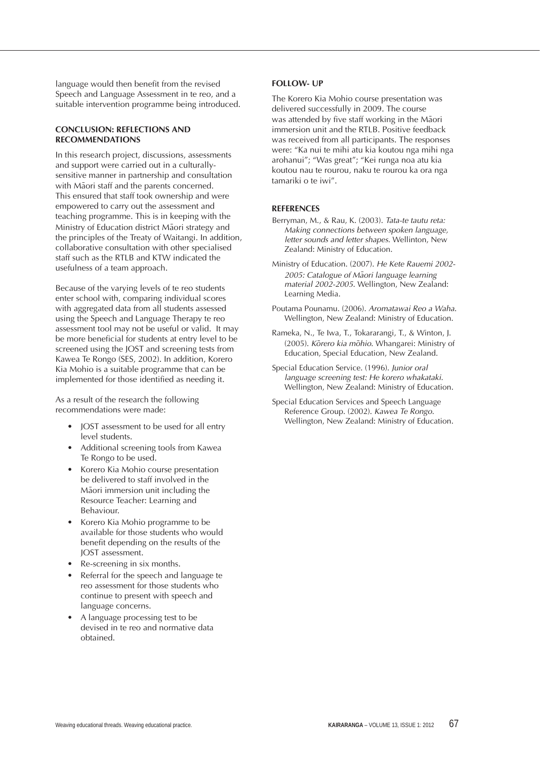language would then benefit from the revised Speech and Language Assessment in te reo, and a suitable intervention programme being introduced.

### CONCLUSION: REFLECTIONS AND RECOMMENDATIONS

In this research project, discussions, assessments and support were carried out in a culturally-sensitive manner in partnership and consultation with Māori staff and the parents concerned. This ensured that staff took ownership and were empowered to carry out the assessment and teaching programme. This is in keeping with the Ministry of Education district Māori strategy and the principles of the Treaty of Waitangi. In addition, collaborative consultation with other specialised staff such as the RTLB and KTW indicated the usefulness of a team approach.

Because of the varying levels of te reo students enter school with, comparing individual scores with aggregated data from all students assessed using the Speech and Language Therapy te reo assessment tool may not be useful or valid. It may be more beneficial for students at entry level to be screened using the JOST and screening tests from Kawea Te Rongo (SES, 2002). In addition, Korero Kia Mohio is a suitable programme that can be implemented for those identified as needing it.

As a result of the research the following recommendations were made:

- JOST assessment to be used for all entry level students.
- Additional screening tools from Kawea Te Rongo to be used.
- Korero Kia Mohio course presentation be delivered to staff involved in the Māori immersion unit including the Resource Teacher: Learning and Behaviour.
- Korero Kia Mohio programme to be available for those students who would benefit depending on the results of the JOST assessment.
- Re-screening in six months.
- Referral for the speech and language te reo assessment for those students who continue to present with speech and language concerns.
- A language processing test to be devised in te reo and normative data obtained.

### FOLLOW- UP

The Korero Kia Mohio course presentation was delivered successfully in 2009. The course was attended by five staff working in the Māori immersion unit and the RTLB. Positive feedback was received from all participants. The responses were: "Ka nui te mihi atu kia koutou nga mihi nga arohanui"; "Was great"; "Kei runga noa atu kia koutou nau te rourou, naku te rourou ka ora nga tamariki o te iwi".

### REFERENCES

Berryman, M., & Rau, K. (2003). *Tata-te tautu reta: Making connections between spoken language, letter sounds and letter shapes*. Wellinton, New Zealand: Ministry of Education.

Ministry of Education. (2007). *He Kete Rauemi 2002-2005: Catalogue of Māori language learning material 2002-2005*. Wellington, New Zealand: Learning Media.

Poutama Pounamu. (2006). *Aromatawai Reo a Waha*. Wellington, New Zealand: Ministry of Education.

Rameka, N., Te Iwa, T., Tokararangi, T., & Winton, J. (2005). *Kōrero kia mōhio*. Whangarei: Ministry of Education, Special Education, New Zealand.

Special Education Service. (1996). *Junior oral language screening test: He korero whakataki.* Wellington, New Zealand: Ministry of Education.

Special Education Services and Speech Language Reference Group. (2002). *Kawea Te Rongo.* Wellington, New Zealand: Ministry of Education.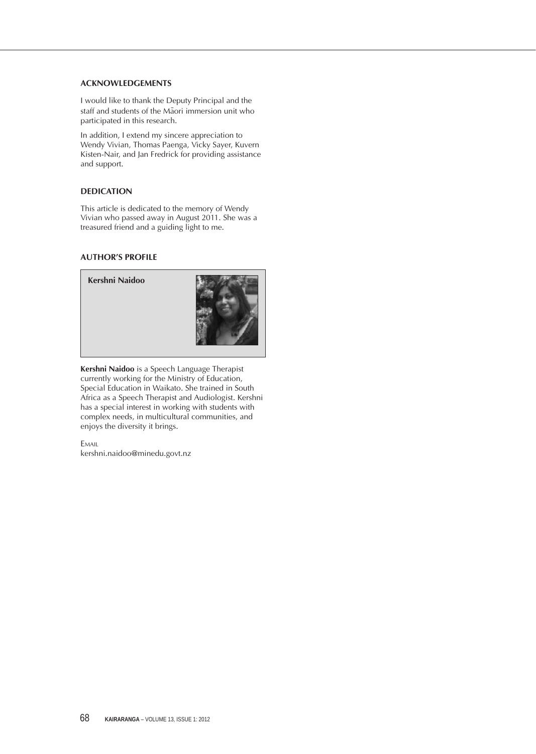## ACKNOWLEDGEMENTS

I would like to thank the Deputy Principal and the staff and students of the Māori immersion unit who participated in this research.

In addition, I extend my sincere appreciation to Wendy Vivian, Thomas Paenga, Vicky Sayer, Kuvern Kisten-Nair, and Jan Fredrick for providing assistance and support.

## DEDICATION

This article is dedicated to the memory of Wendy Vivian who passed away in August 2011. She was a treasured friend and a guiding light to me.

## AUTHOR'S PROFILE

**Kershni Naidoo**

**Kershni Naidoo** is a Speech Language Therapist currently working for the Ministry of Education, Special Education in Waikato. She trained in South Africa as a Speech Therapist and Audiologist. Kershni has a special interest in working with students with complex needs, in multicultural communities, and enjoys the diversity it brings.

Email
kershni.naidoo@minedu.govt.nz